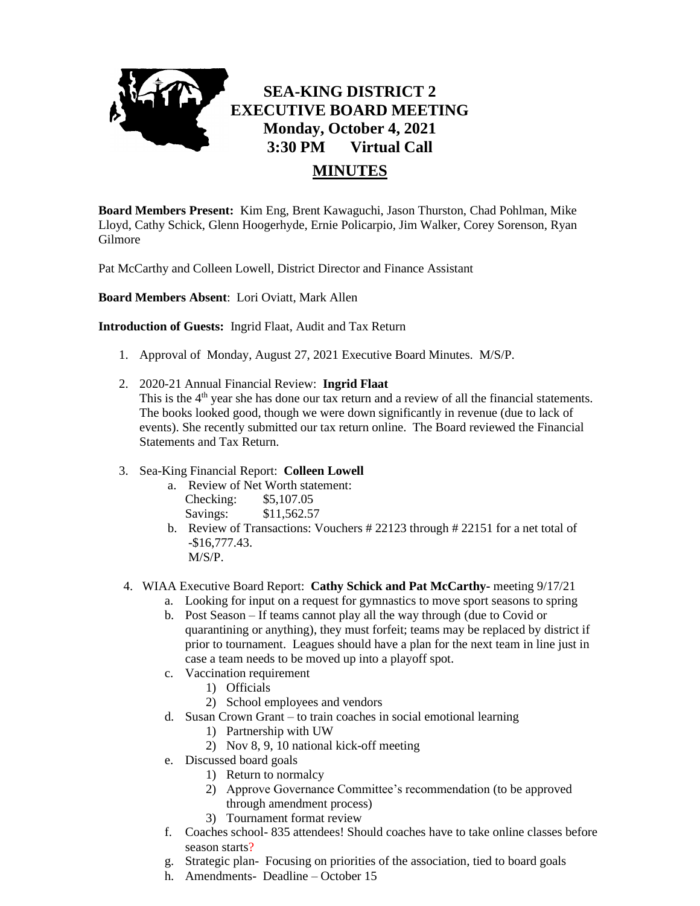# SEA-KING DISTRICT 2
# EXECUTIVE BOARD MEETING
## Monday, October 4, 2021
## 3:30 PM Virtual Call

## MINUTES

**Board Members Present:** Kim Eng, Brent Kawaguchi, Jason Thurston, Chad Pohlman, Mike Lloyd, Cathy Schick, Glenn Hoogerhyde, Ernie Policarpio, Jim Walker, Corey Sorenson, Ryan Gilmore

Pat McCarthy and Colleen Lowell, District Director and Finance Assistant

**Board Members Absent**: Lori Oviatt, Mark Allen

**Introduction of Guests:** Ingrid Flaat, Audit and Tax Return

1. Approval of Monday, August 27, 2021 Executive Board Minutes. M/S/P.

2. 2020-21 Annual Financial Review: **Ingrid Flaat**
   This is the 4th year she has done our tax return and a review of all the financial statements. The books looked good, though we were down significantly in revenue (due to lack of events). She recently submitted our tax return online. The Board reviewed the Financial Statements and Tax Return.

3. Sea-King Financial Report: **Colleen Lowell**
   a. Review of Net Worth statement:
      Checking: $5,107.05
      Savings: $11,562.57
   b. Review of Transactions: Vouchers # 22123 through # 22151 for a net total of -$16,777.43.
      M/S/P.

4. WIAA Executive Board Report: **Cathy Schick and Pat McCarthy-** meeting 9/17/21
   a. Looking for input on a request for gymnastics to move sport seasons to spring
   b. Post Season – If teams cannot play all the way through (due to Covid or quarantining or anything), they must forfeit; teams may be replaced by district if prior to tournament. Leagues should have a plan for the next team in line just in case a team needs to be moved up into a playoff spot.
   c. Vaccination requirement
      1) Officials
      2) School employees and vendors
   d. Susan Crown Grant – to train coaches in social emotional learning
      1) Partnership with UW
      2) Nov 8, 9, 10 national kick-off meeting
   e. Discussed board goals
      1) Return to normalcy
      2) Approve Governance Committee's recommendation (to be approved through amendment process)
      3) Tournament format review
   f. Coaches school- 835 attendees! Should coaches have to take online classes before season starts?
   g. Strategic plan- Focusing on priorities of the association, tied to board goals
   h. Amendments- Deadline – October 15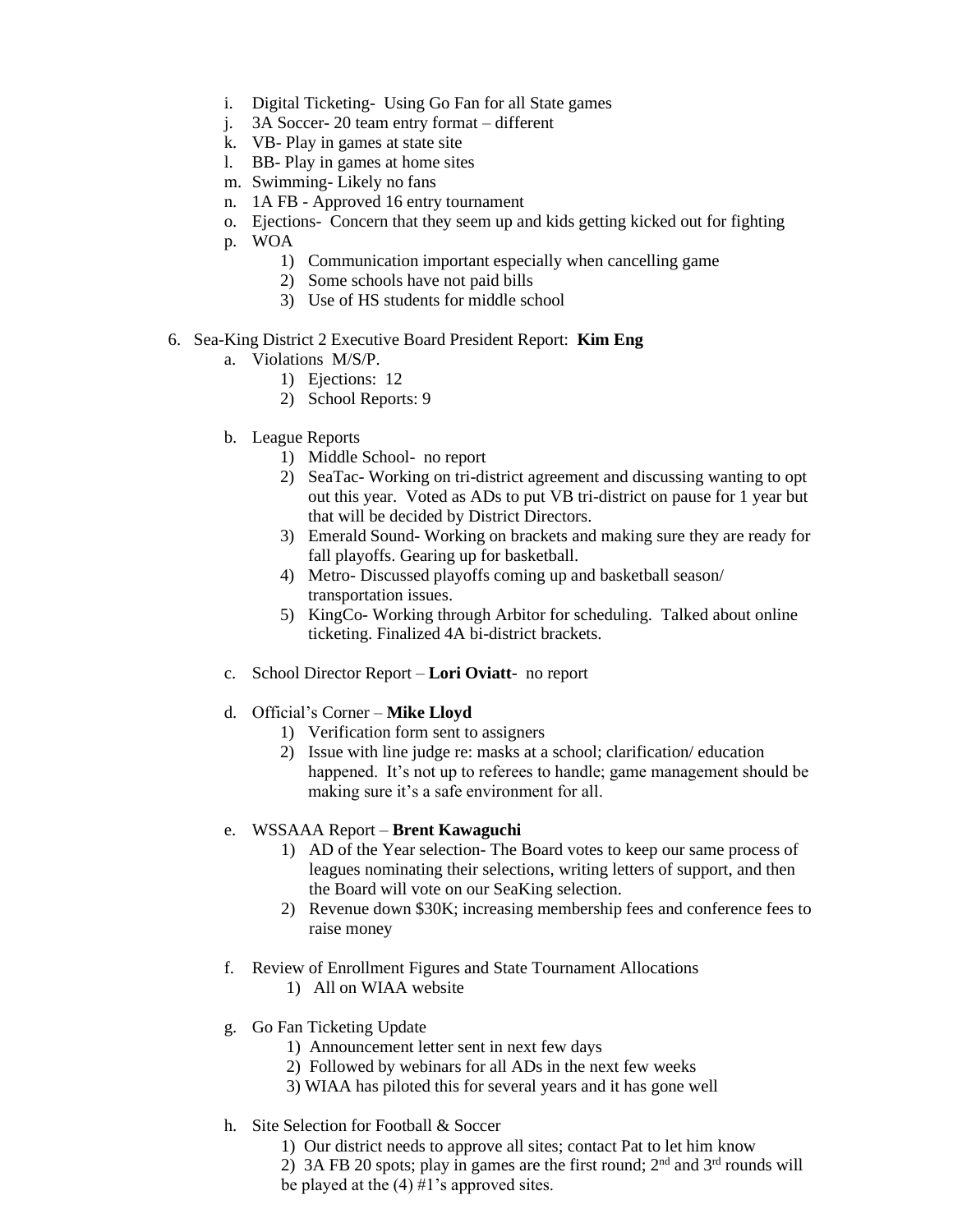i. Digital Ticketing- Using Go Fan for all State games
   j. 3A Soccer- 20 team entry format – different
   k. VB- Play in games at state site
   l. BB- Play in games at home sites
   m. Swimming- Likely no fans
   n. 1A FB - Approved 16 entry tournament
   o. Ejections- Concern that they seem up and kids getting kicked out for fighting
   p. WOA
      1) Communication important especially when cancelling game
      2) Some schools have not paid bills
      3) Use of HS students for middle school

6. Sea-King District 2 Executive Board President Report: **Kim Eng**
   a. Violations M/S/P.
      1) Ejections: 12
      2) School Reports: 9

   b. League Reports
      1) Middle School- no report
      2) SeaTac- Working on tri-district agreement and discussing wanting to opt out this year. Voted as ADs to put VB tri-district on pause for 1 year but that will be decided by District Directors.
      3) Emerald Sound- Working on brackets and making sure they are ready for fall playoffs. Gearing up for basketball.
      4) Metro- Discussed playoffs coming up and basketball season/ transportation issues.
      5) KingCo- Working through Arbitor for scheduling. Talked about online ticketing. Finalized 4A bi-district brackets.

   c. School Director Report – **Lori Oviatt**- no report

   d. Official's Corner – **Mike Lloyd**
      1) Verification form sent to assigners
      2) Issue with line judge re: masks at a school; clarification/ education happened. It's not up to referees to handle; game management should be making sure it's a safe environment for all.

   e. WSSAAA Report – **Brent Kawaguchi**
      1) AD of the Year selection- The Board votes to keep our same process of leagues nominating their selections, writing letters of support, and then the Board will vote on our SeaKing selection.
      2) Revenue down $30K; increasing membership fees and conference fees to raise money

   f. Review of Enrollment Figures and State Tournament Allocations
      1) All on WIAA website

   g. Go Fan Ticketing Update
      1) Announcement letter sent in next few days
      2) Followed by webinars for all ADs in the next few weeks
      3) WIAA has piloted this for several years and it has gone well

   h. Site Selection for Football & Soccer
      1) Our district needs to approve all sites; contact Pat to let him know
      2) 3A FB 20 spots; play in games are the first round; 2nd and 3rd rounds will be played at the (4) #1's approved sites.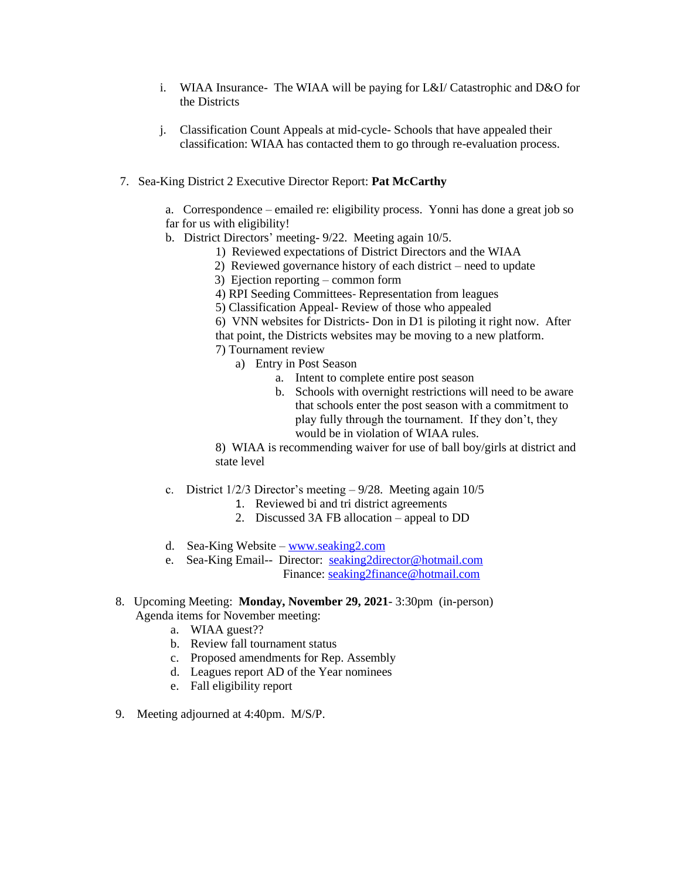i. WIAA Insurance- The WIAA will be paying for L&I/ Catastrophic and D&O for the Districts

j. Classification Count Appeals at mid-cycle- Schools that have appealed their classification: WIAA has contacted them to go through re-evaluation process.

7. Sea-King District 2 Executive Director Report: **Pat McCarthy**

   a. Correspondence – emailed re: eligibility process. Yonni has done a great job so far for us with eligibility!

   b. District Directors' meeting- 9/22. Meeting again 10/5.
      1) Reviewed expectations of District Directors and the WIAA
      2) Reviewed governance history of each district – need to update
      3) Ejection reporting – common form
      4) RPI Seeding Committees- Representation from leagues
      5) Classification Appeal- Review of those who appealed
      6) VNN websites for Districts- Don in D1 is piloting it right now. After that point, the Districts websites may be moving to a new platform.
      7) Tournament review
         a) Entry in Post Season
            a. Intent to complete entire post season
            b. Schools with overnight restrictions will need to be aware that schools enter the post season with a commitment to play fully through the tournament. If they don't, they would be in violation of WIAA rules.
      8) WIAA is recommending waiver for use of ball boy/girls at district and state level

   c. District 1/2/3 Director's meeting – 9/28. Meeting again 10/5
      1. Reviewed bi and tri district agreements
      2. Discussed 3A FB allocation – appeal to DD

   d. Sea-King Website – www.seaking2.com

   e. Sea-King Email-- Director: seaking2director@hotmail.com
      Finance: seaking2finance@hotmail.com

8. Upcoming Meeting: **Monday, November 29, 2021**- 3:30pm (in-person)
   Agenda items for November meeting:
   a. WIAA guest??
   b. Review fall tournament status
   c. Proposed amendments for Rep. Assembly
   d. Leagues report AD of the Year nominees
   e. Fall eligibility report

9. Meeting adjourned at 4:40pm. M/S/P.